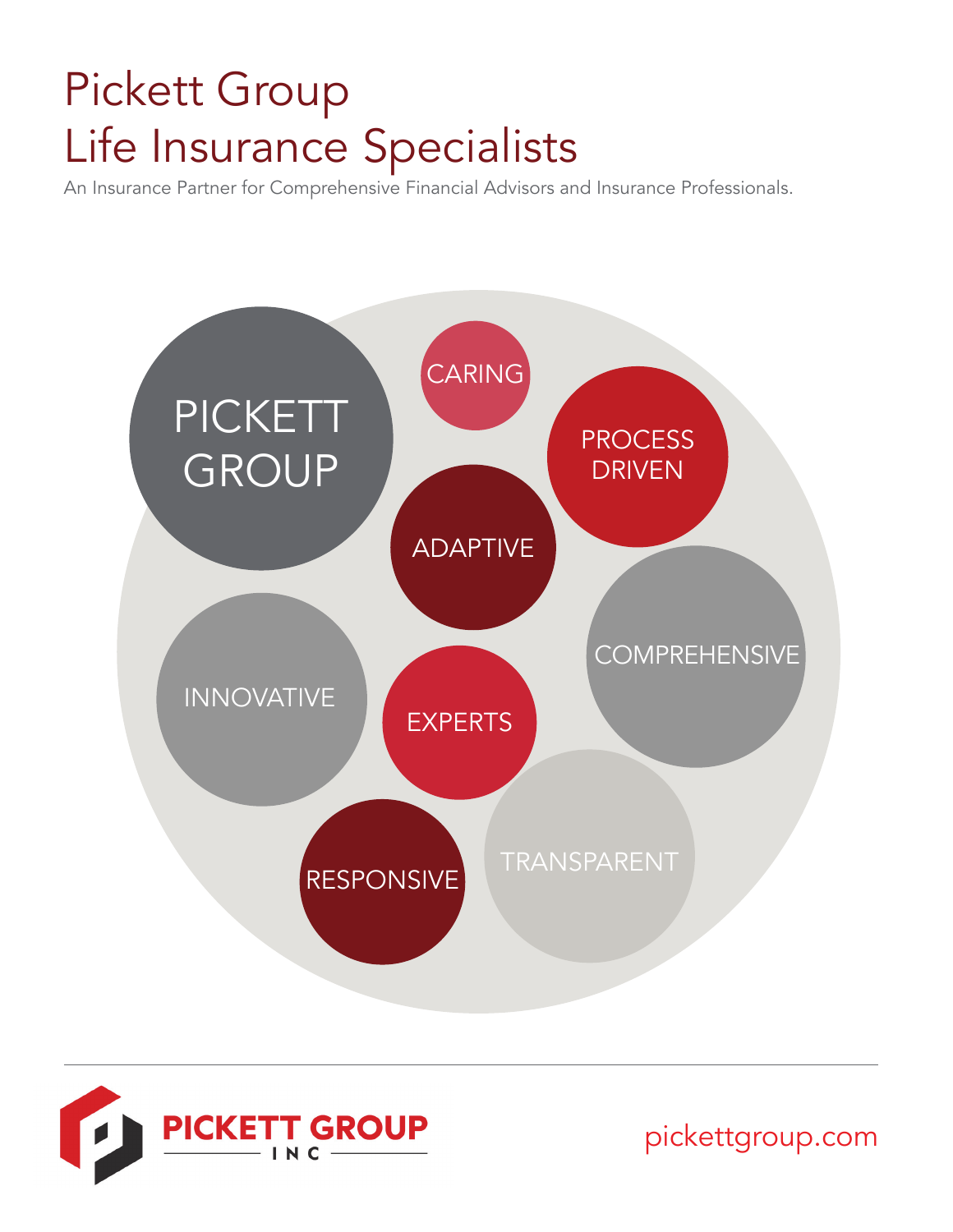# Pickett Group
# Life Insurance Specialists

An Insurance Partner for Comprehensive Financial Advisors and Insurance Professionals.

PICKETT GROUP

CARING

PROCESS DRIVEN

ADAPTIVE

INNOVATIVE

COMPREHENSIVE

EXPERTS

RESPONSIVE

TRANSPARENT

PICKETT GROUP INC

pickettgroup.com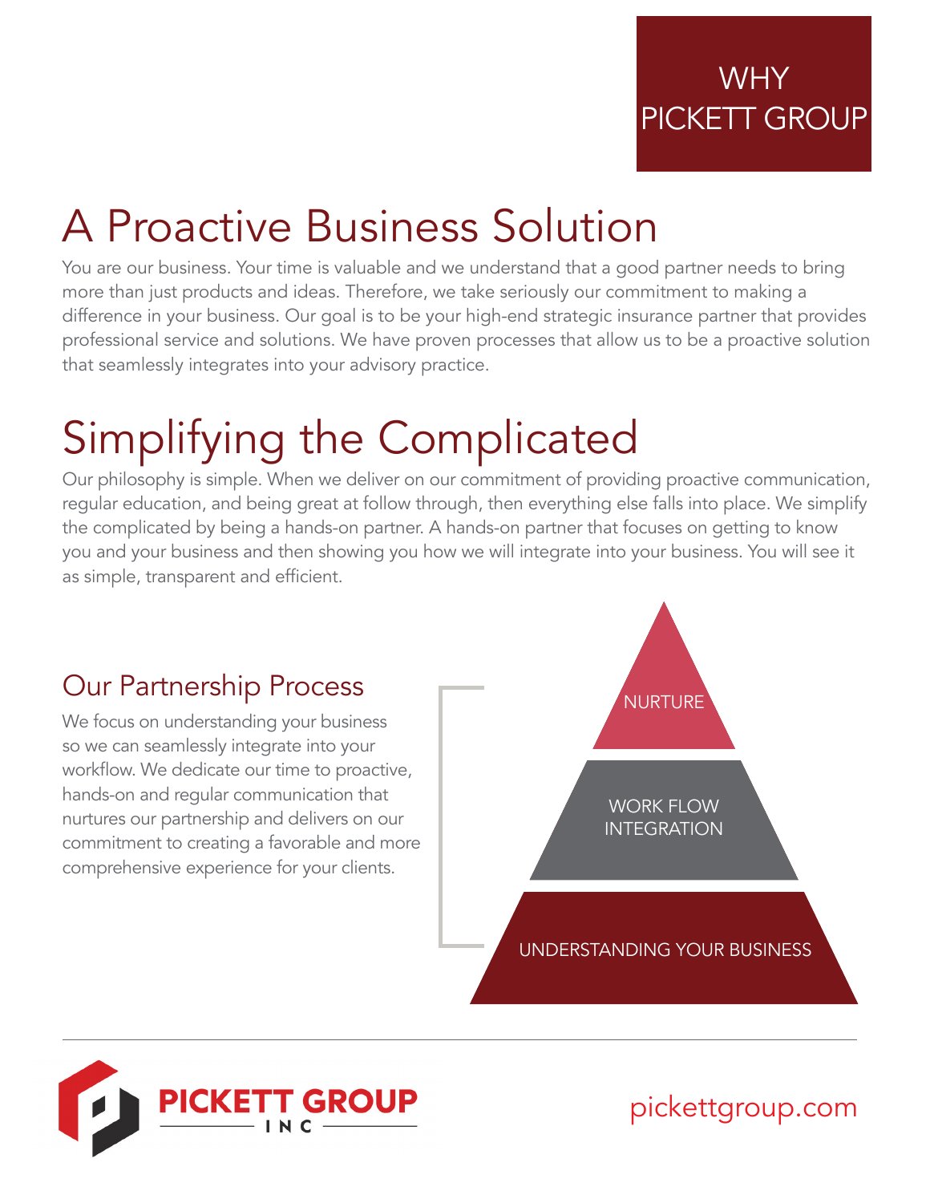WHY PICKETT GROUP

# A Proactive Business Solution

You are our business. Your time is valuable and we understand that a good partner needs to bring more than just products and ideas. Therefore, we take seriously our commitment to making a difference in your business. Our goal is to be your high-end strategic insurance partner that provides professional service and solutions. We have proven processes that allow us to be a proactive solution that seamlessly integrates into your advisory practice.

# Simplifying the Complicated

Our philosophy is simple. When we deliver on our commitment of providing proactive communication, regular education, and being great at follow through, then everything else falls into place. We simplify the complicated by being a hands-on partner. A hands-on partner that focuses on getting to know you and your business and then showing you how we will integrate into your business. You will see it as simple, transparent and efficient.

## Our Partnership Process

We focus on understanding your business so we can seamlessly integrate into your workflow. We dedicate our time to proactive, hands-on and regular communication that nurtures our partnership and delivers on our commitment to creating a favorable and more comprehensive experience for your clients.

NURTURE

WORK FLOW INTEGRATION

UNDERSTANDING YOUR BUSINESS

PICKETT GROUP INC

pickettgroup.com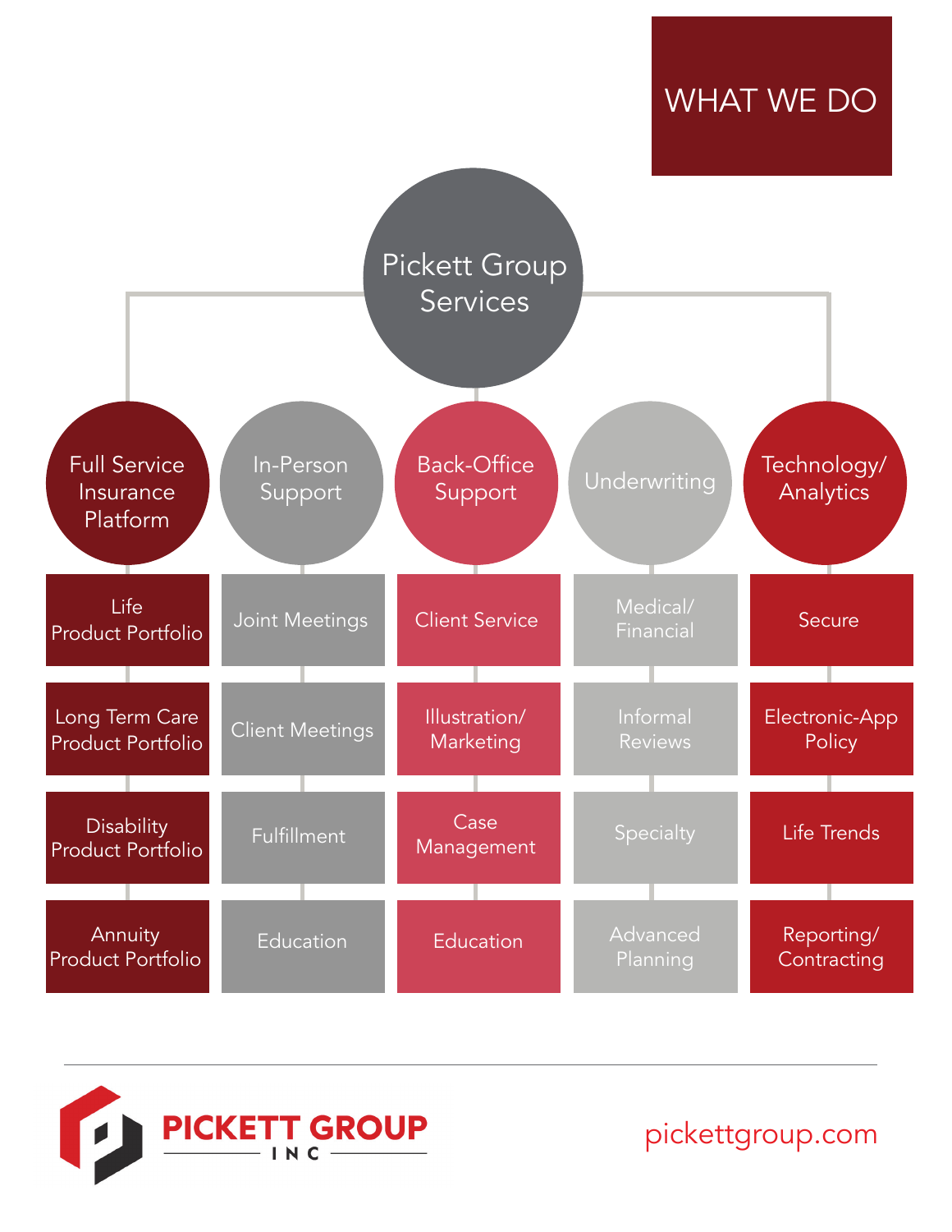# WHAT WE DO

## Pickett Group Services

| Full Service Insurance Platform | In-Person Support | Back-Office Support | Underwriting | Technology/ Analytics |
| --- | --- | --- | --- | --- |
| Life Product Portfolio | Joint Meetings | Client Service | Medical/ Financial | Secure |
| Long Term Care Product Portfolio | Client Meetings | Illustration/ Marketing | Informal Reviews | Electronic-App Policy |
| Disability Product Portfolio | Fulfillment | Case Management | Specialty | Life Trends |
| Annuity Product Portfolio | Education | Education | Advanced Planning | Reporting/ Contracting |

PICKETT GROUP INC

pickettgroup.com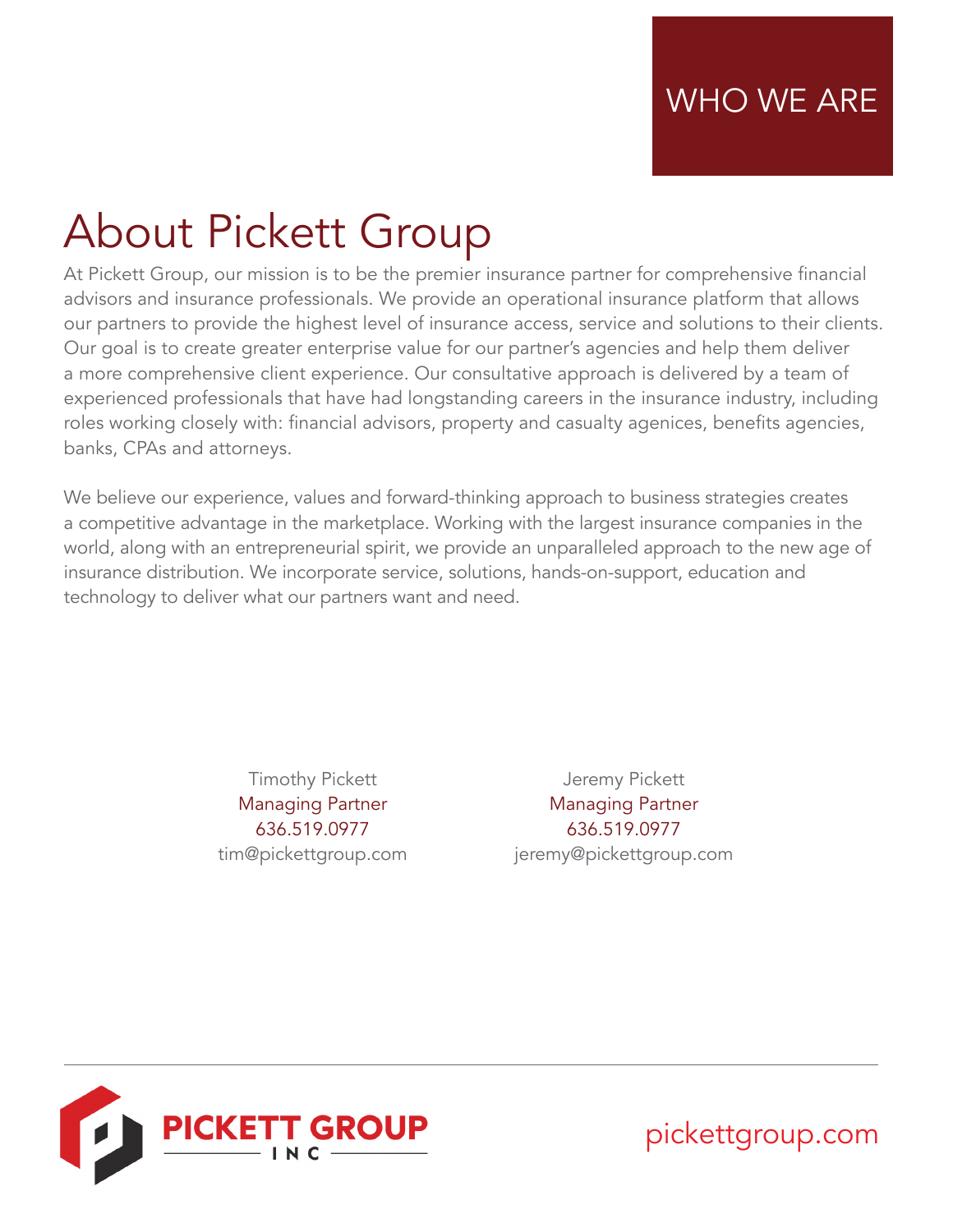WHO WE ARE

# About Pickett Group

At Pickett Group, our mission is to be the premier insurance partner for comprehensive financial advisors and insurance professionals. We provide an operational insurance platform that allows our partners to provide the highest level of insurance access, service and solutions to their clients. Our goal is to create greater enterprise value for our partner's agencies and help them deliver a more comprehensive client experience. Our consultative approach is delivered by a team of experienced professionals that have had longstanding careers in the insurance industry, including roles working closely with: financial advisors, property and casualty agenices, benefits agencies, banks, CPAs and attorneys.

We believe our experience, values and forward-thinking approach to business strategies creates a competitive advantage in the marketplace. Working with the largest insurance companies in the world, along with an entrepreneurial spirit, we provide an unparalleled approach to the new age of insurance distribution. We incorporate service, solutions, hands-on-support, education and technology to deliver what our partners want and need.

Timothy Pickett
Managing Partner
636.519.0977
tim@pickettgroup.com

Jeremy Pickett
Managing Partner
636.519.0977
jeremy@pickettgroup.com

PICKETT GROUP INC

pickettgroup.com